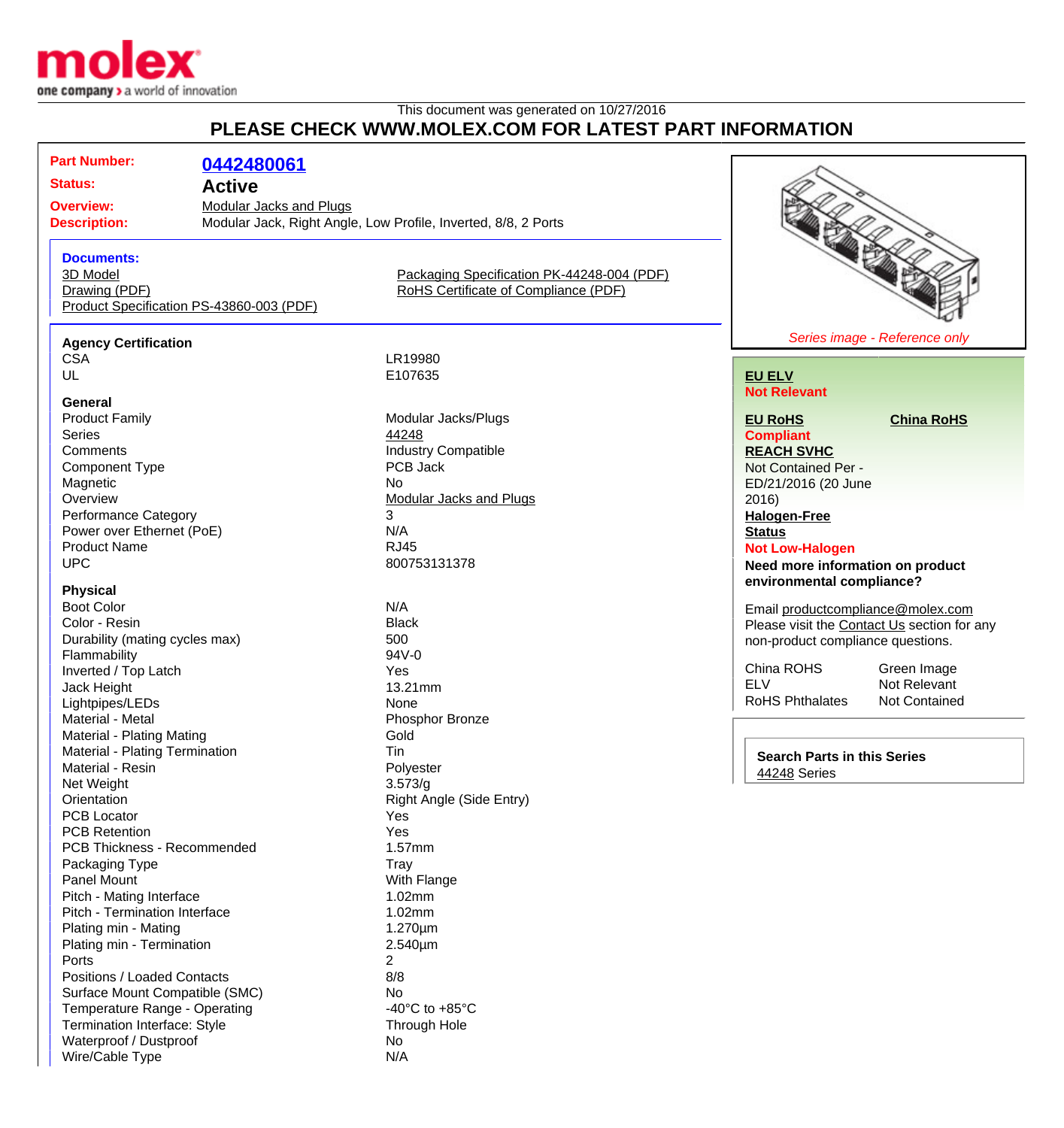molex
one company > a world of innovation

This document was generated on 10/27/2016

# PLEASE CHECK WWW.MOLEX.COM FOR LATEST PART INFORMATION

**Part Number:** 0442480061
**Status:** Active
**Overview:** Modular Jacks and Plugs
**Description:** Modular Jack, Right Angle, Low Profile, Inverted, 8/8, 2 Ports

**Documents:**
- 3D Model
- Drawing (PDF)
- Product Specification PS-43860-003 (PDF)
- Packaging Specification PK-44248-004 (PDF)
- RoHS Certificate of Compliance (PDF)

*Series image - Reference only*

**Agency Certification**

| | |
|---|---|
| CSA | LR19980 |
| UL | E107635 |

**General**

| | |
|---|---|
| Product Family | Modular Jacks/Plugs |
| Series | 44248 |
| Comments | Industry Compatible |
| Component Type | PCB Jack |
| Magnetic | No |
| Overview | Modular Jacks and Plugs |
| Performance Category | 3 |
| Power over Ethernet (PoE) | N/A |
| Product Name | RJ45 |
| UPC | 800753131378 |

**Physical**

| | |
|---|---|
| Boot Color | N/A |
| Color - Resin | Black |
| Durability (mating cycles max) | 500 |
| Flammability | 94V-0 |
| Inverted / Top Latch | Yes |
| Jack Height | 13.21mm |
| Lightpipes/LEDs | None |
| Material - Metal | Phosphor Bronze |
| Material - Plating Mating | Gold |
| Material - Plating Termination | Tin |
| Material - Resin | Polyester |
| Net Weight | 3.573/g |
| Orientation | Right Angle (Side Entry) |
| PCB Locator | Yes |
| PCB Retention | Yes |
| PCB Thickness - Recommended | 1.57mm |
| Packaging Type | Tray |
| Panel Mount | With Flange |
| Pitch - Mating Interface | 1.02mm |
| Pitch - Termination Interface | 1.02mm |
| Plating min - Mating | 1.270µm |
| Plating min - Termination | 2.540µm |
| Ports | 2 |
| Positions / Loaded Contacts | 8/8 |
| Surface Mount Compatible (SMC) | No |
| Temperature Range - Operating | -40°C to +85°C |
| Termination Interface: Style | Through Hole |
| Waterproof / Dustproof | No |
| Wire/Cable Type | N/A |

**EU ELV**
Not Relevant

**EU RoHS** — Compliant
**China RoHS**

**REACH SVHC**
Not Contained Per - ED/21/2016 (20 June 2016)

**Halogen-Free Status**
Not Low-Halogen

**Need more information on product environmental compliance?**

Email productcompliance@molex.com
Please visit the Contact Us section for any non-product compliance questions.

| | |
|---|---|
| China ROHS | Green Image |
| ELV | Not Relevant |
| RoHS Phthalates | Not Contained |

**Search Parts in this Series**
44248 Series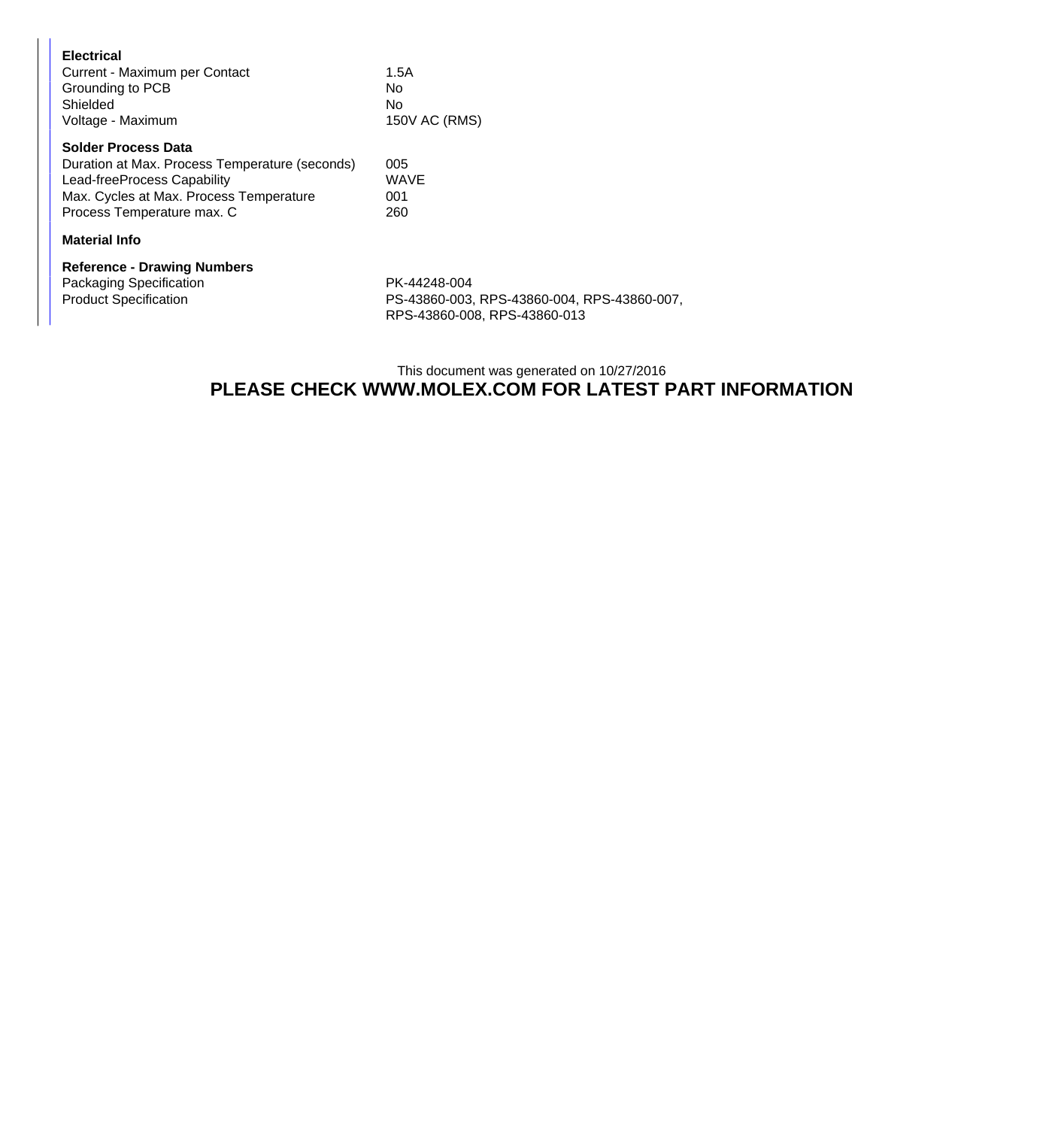### Electrical

| | |
|---|---|
| Current - Maximum per Contact | 1.5A |
| Grounding to PCB | No |
| Shielded | No |
| Voltage - Maximum | 150V AC (RMS) |

### Solder Process Data

| | |
|---|---|
| Duration at Max. Process Temperature (seconds) | 005 |
| Lead-freeProcess Capability | WAVE |
| Max. Cycles at Max. Process Temperature | 001 |
| Process Temperature max. C | 260 |

### Material Info

### Reference - Drawing Numbers

| | |
|---|---|
| Packaging Specification | PK-44248-004 |
| Product Specification | PS-43860-003, RPS-43860-004, RPS-43860-007, RPS-43860-008, RPS-43860-013 |

This document was generated on 10/27/2016

**PLEASE CHECK WWW.MOLEX.COM FOR LATEST PART INFORMATION**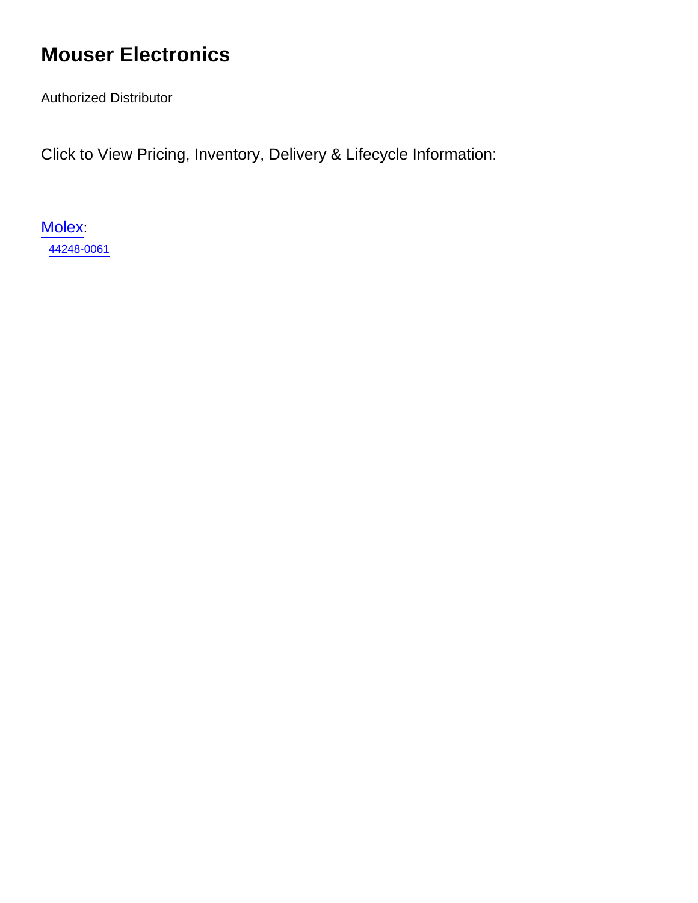# Mouser Electronics

Authorized Distributor

Click to View Pricing, Inventory, Delivery & Lifecycle Information:

Molex:

44248-0061